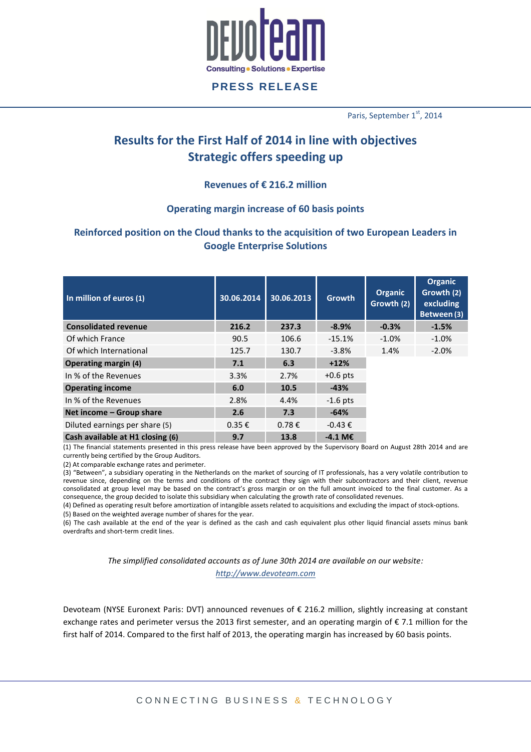**PRESS RELEASE**

Paris, September 1st, 2014

# Results for the First Half of 2014 in line with objectives
# Strategic offers speeding up

### Revenues of € 216.2 million

### Operating margin increase of 60 basis points

### Reinforced position on the Cloud thanks to the acquisition of two European Leaders in Google Enterprise Solutions

| In million of euros (1) | 30.06.2014 | 30.06.2013 | Growth | Organic Growth (2) | Organic Growth (2) excluding Between (3) |
|---|---|---|---|---|---|
| **Consolidated revenue** | **216.2** | **237.3** | **-8.9%** | **-0.3%** | **-1.5%** |
| Of which France | 90.5 | 106.6 | -15.1% | -1.0% | -1.0% |
| Of which International | 125.7 | 130.7 | -3.8% | 1.4% | -2.0% |
| **Operating margin (4)** | **7.1** | **6.3** | **+12%** | | |
| In % of the Revenues | 3.3% | 2.7% | +0.6 pts | | |
| **Operating income** | **6.0** | **10.5** | **-43%** | | |
| In % of the Revenues | 2.8% | 4.4% | -1.6 pts | | |
| **Net income – Group share** | **2.6** | **7.3** | **-64%** | | |
| Diluted earnings per share (5) | 0.35 € | 0.78 € | -0.43 € | | |
| **Cash available at H1 closing (6)** | **9.7** | **13.8** | **-4.1 M€** | | |

(1) The financial statements presented in this press release have been approved by the Supervisory Board on August 28th 2014 and are currently being certified by the Group Auditors.
(2) At comparable exchange rates and perimeter.
(3) "Between", a subsidiary operating in the Netherlands on the market of sourcing of IT professionals, has a very volatile contribution to revenue since, depending on the terms and conditions of the contract they sign with their subcontractors and their client, revenue consolidated at group level may be based on the contract's gross margin or on the full amount invoiced to the final customer. As a consequence, the group decided to isolate this subsidiary when calculating the growth rate of consolidated revenues.
(4) Defined as operating result before amortization of intangible assets related to acquisitions and excluding the impact of stock-options.
(5) Based on the weighted average number of shares for the year.
(6) The cash available at the end of the year is defined as the cash and cash equivalent plus other liquid financial assets minus bank overdrafts and short-term credit lines.

*The simplified consolidated accounts as of June 30th 2014 are available on our website:*
*http://www.devoteam.com*

Devoteam (NYSE Euronext Paris: DVT) announced revenues of € 216.2 million, slightly increasing at constant exchange rates and perimeter versus the 2013 first semester, and an operating margin of € 7.1 million for the first half of 2014. Compared to the first half of 2013, the operating margin has increased by 60 basis points.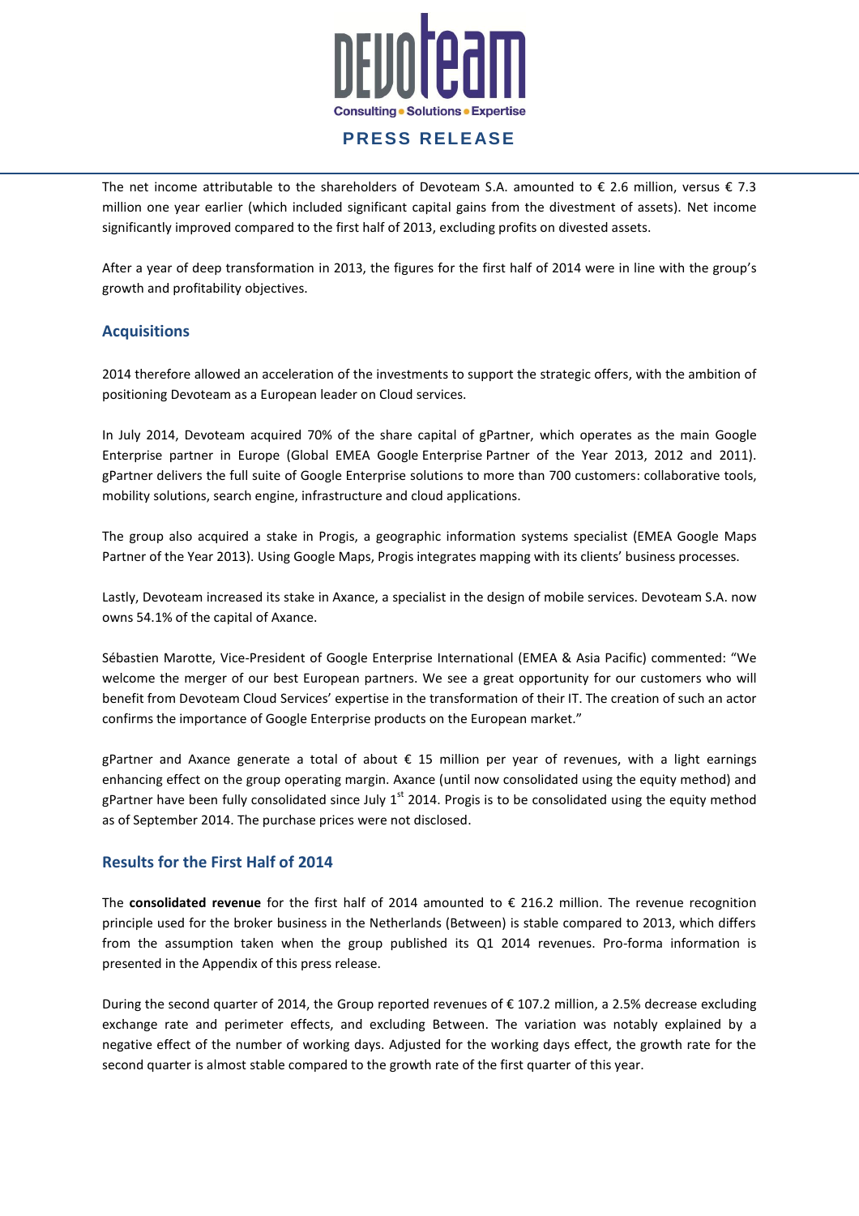The net income attributable to the shareholders of Devoteam S.A. amounted to € 2.6 million, versus € 7.3 million one year earlier (which included significant capital gains from the divestment of assets). Net income significantly improved compared to the first half of 2013, excluding profits on divested assets.

After a year of deep transformation in 2013, the figures for the first half of 2014 were in line with the group's growth and profitability objectives.

## Acquisitions

2014 therefore allowed an acceleration of the investments to support the strategic offers, with the ambition of positioning Devoteam as a European leader on Cloud services.

In July 2014, Devoteam acquired 70% of the share capital of gPartner, which operates as the main Google Enterprise partner in Europe (Global EMEA Google Enterprise Partner of the Year 2013, 2012 and 2011). gPartner delivers the full suite of Google Enterprise solutions to more than 700 customers: collaborative tools, mobility solutions, search engine, infrastructure and cloud applications.

The group also acquired a stake in Progis, a geographic information systems specialist (EMEA Google Maps Partner of the Year 2013). Using Google Maps, Progis integrates mapping with its clients' business processes.

Lastly, Devoteam increased its stake in Axance, a specialist in the design of mobile services. Devoteam S.A. now owns 54.1% of the capital of Axance.

Sébastien Marotte, Vice-President of Google Enterprise International (EMEA & Asia Pacific) commented: "We welcome the merger of our best European partners. We see a great opportunity for our customers who will benefit from Devoteam Cloud Services' expertise in the transformation of their IT. The creation of such an actor confirms the importance of Google Enterprise products on the European market."

gPartner and Axance generate a total of about € 15 million per year of revenues, with a light earnings enhancing effect on the group operating margin. Axance (until now consolidated using the equity method) and gPartner have been fully consolidated since July 1st 2014. Progis is to be consolidated using the equity method as of September 2014. The purchase prices were not disclosed.

## Results for the First Half of 2014

The **consolidated revenue** for the first half of 2014 amounted to € 216.2 million. The revenue recognition principle used for the broker business in the Netherlands (Between) is stable compared to 2013, which differs from the assumption taken when the group published its Q1 2014 revenues. Pro-forma information is presented in the Appendix of this press release.

During the second quarter of 2014, the Group reported revenues of € 107.2 million, a 2.5% decrease excluding exchange rate and perimeter effects, and excluding Between. The variation was notably explained by a negative effect of the number of working days. Adjusted for the working days effect, the growth rate for the second quarter is almost stable compared to the growth rate of the first quarter of this year.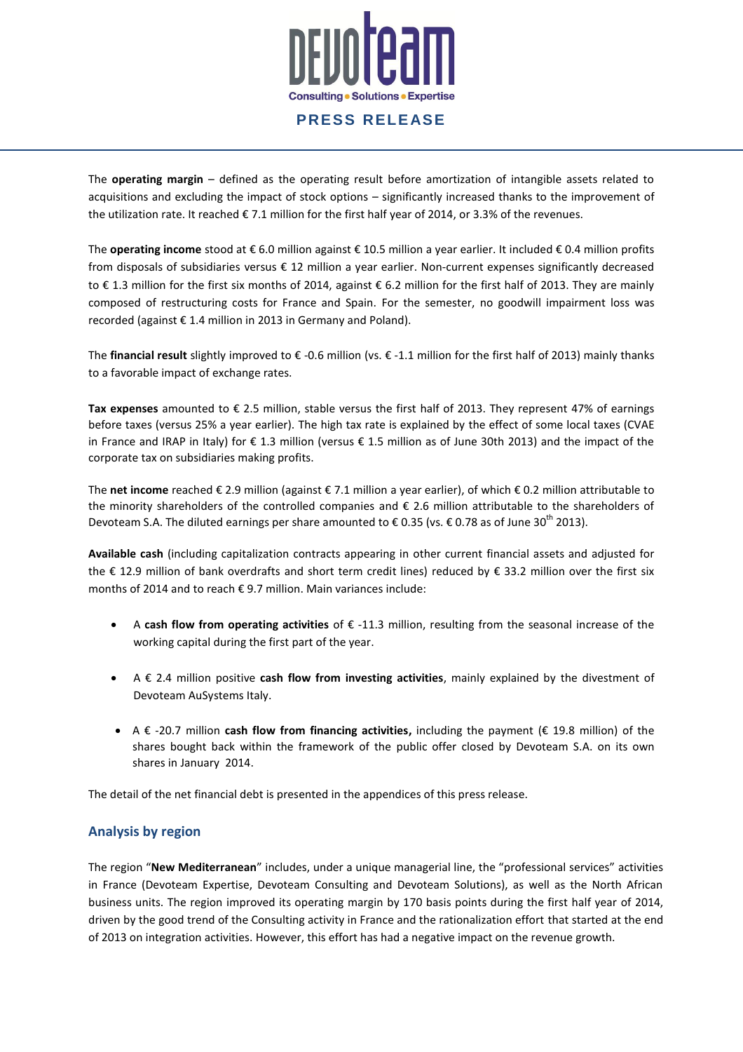The **operating margin** – defined as the operating result before amortization of intangible assets related to acquisitions and excluding the impact of stock options – significantly increased thanks to the improvement of the utilization rate. It reached € 7.1 million for the first half year of 2014, or 3.3% of the revenues.

The **operating income** stood at € 6.0 million against € 10.5 million a year earlier. It included € 0.4 million profits from disposals of subsidiaries versus € 12 million a year earlier. Non-current expenses significantly decreased to € 1.3 million for the first six months of 2014, against € 6.2 million for the first half of 2013. They are mainly composed of restructuring costs for France and Spain. For the semester, no goodwill impairment loss was recorded (against € 1.4 million in 2013 in Germany and Poland).

The **financial result** slightly improved to € -0.6 million (vs. € -1.1 million for the first half of 2013) mainly thanks to a favorable impact of exchange rates.

**Tax expenses** amounted to € 2.5 million, stable versus the first half of 2013. They represent 47% of earnings before taxes (versus 25% a year earlier). The high tax rate is explained by the effect of some local taxes (CVAE in France and IRAP in Italy) for € 1.3 million (versus € 1.5 million as of June 30th 2013) and the impact of the corporate tax on subsidiaries making profits.

The **net income** reached € 2.9 million (against € 7.1 million a year earlier), of which € 0.2 million attributable to the minority shareholders of the controlled companies and € 2.6 million attributable to the shareholders of Devoteam S.A. The diluted earnings per share amounted to € 0.35 (vs. € 0.78 as of June 30th 2013).

**Available cash** (including capitalization contracts appearing in other current financial assets and adjusted for the € 12.9 million of bank overdrafts and short term credit lines) reduced by € 33.2 million over the first six months of 2014 and to reach € 9.7 million. Main variances include:

- A **cash flow from operating activities** of € -11.3 million, resulting from the seasonal increase of the working capital during the first part of the year.
- A € 2.4 million positive **cash flow from investing activities**, mainly explained by the divestment of Devoteam AuSystems Italy.
- A € -20.7 million **cash flow from financing activities,** including the payment (€ 19.8 million) of the shares bought back within the framework of the public offer closed by Devoteam S.A. on its own shares in January 2014.

The detail of the net financial debt is presented in the appendices of this press release.

## Analysis by region

The region "**New Mediterranean**" includes, under a unique managerial line, the "professional services" activities in France (Devoteam Expertise, Devoteam Consulting and Devoteam Solutions), as well as the North African business units. The region improved its operating margin by 170 basis points during the first half year of 2014, driven by the good trend of the Consulting activity in France and the rationalization effort that started at the end of 2013 on integration activities. However, this effort has had a negative impact on the revenue growth.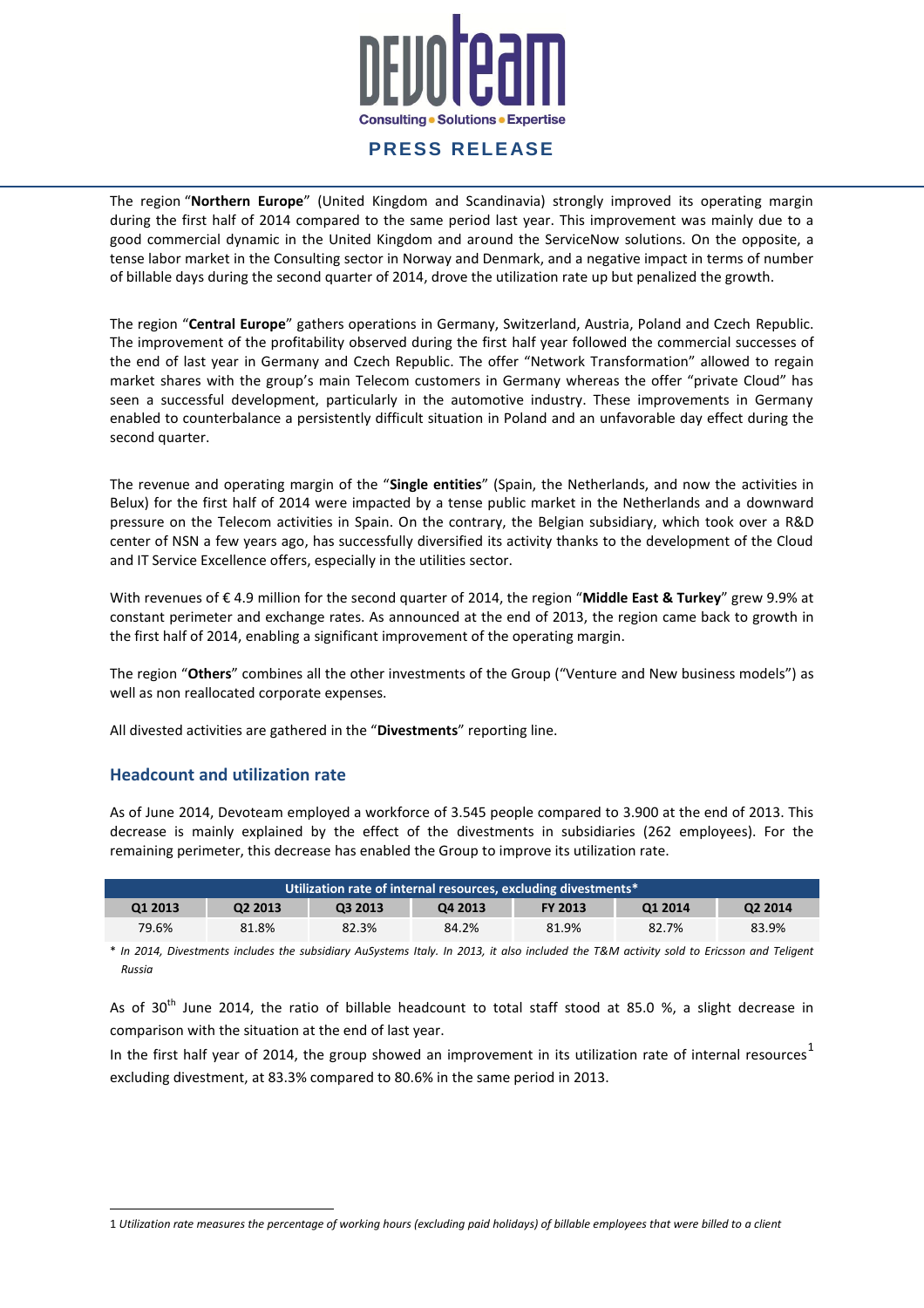The region "**Northern Europe**" (United Kingdom and Scandinavia) strongly improved its operating margin during the first half of 2014 compared to the same period last year. This improvement was mainly due to a good commercial dynamic in the United Kingdom and around the ServiceNow solutions. On the opposite, a tense labor market in the Consulting sector in Norway and Denmark, and a negative impact in terms of number of billable days during the second quarter of 2014, drove the utilization rate up but penalized the growth.

The region "**Central Europe**" gathers operations in Germany, Switzerland, Austria, Poland and Czech Republic. The improvement of the profitability observed during the first half year followed the commercial successes of the end of last year in Germany and Czech Republic. The offer "Network Transformation" allowed to regain market shares with the group's main Telecom customers in Germany whereas the offer "private Cloud" has seen a successful development, particularly in the automotive industry. These improvements in Germany enabled to counterbalance a persistently difficult situation in Poland and an unfavorable day effect during the second quarter.

The revenue and operating margin of the "**Single entities**" (Spain, the Netherlands, and now the activities in Belux) for the first half of 2014 were impacted by a tense public market in the Netherlands and a downward pressure on the Telecom activities in Spain. On the contrary, the Belgian subsidiary, which took over a R&D center of NSN a few years ago, has successfully diversified its activity thanks to the development of the Cloud and IT Service Excellence offers, especially in the utilities sector.

With revenues of € 4.9 million for the second quarter of 2014, the region "**Middle East & Turkey**" grew 9.9% at constant perimeter and exchange rates. As announced at the end of 2013, the region came back to growth in the first half of 2014, enabling a significant improvement of the operating margin.

The region "**Others**" combines all the other investments of the Group ("Venture and New business models") as well as non reallocated corporate expenses.

All divested activities are gathered in the "**Divestments**" reporting line.

## Headcount and utilization rate

As of June 2014, Devoteam employed a workforce of 3.545 people compared to 3.900 at the end of 2013. This decrease is mainly explained by the effect of the divestments in subsidiaries (262 employees). For the remaining perimeter, this decrease has enabled the Group to improve its utilization rate.

| Utilization rate of internal resources, excluding divestments* | | | | | | |
|---|---|---|---|---|---|---|
| Q1 2013 | Q2 2013 | Q3 2013 | Q4 2013 | FY 2013 | Q1 2014 | Q2 2014 |
| 79.6% | 81.8% | 82.3% | 84.2% | 81.9% | 82.7% | 83.9% |

* *In 2014, Divestments includes the subsidiary AuSystems Italy. In 2013, it also included the T&M activity sold to Ericsson and Teligent Russia*

As of 30th June 2014, the ratio of billable headcount to total staff stood at 85.0 %, a slight decrease in comparison with the situation at the end of last year.

In the first half year of 2014, the group showed an improvement in its utilization rate of internal resources[1] excluding divestment, at 83.3% compared to 80.6% in the same period in 2013.

[1] *Utilization rate measures the percentage of working hours (excluding paid holidays) of billable employees that were billed to a client*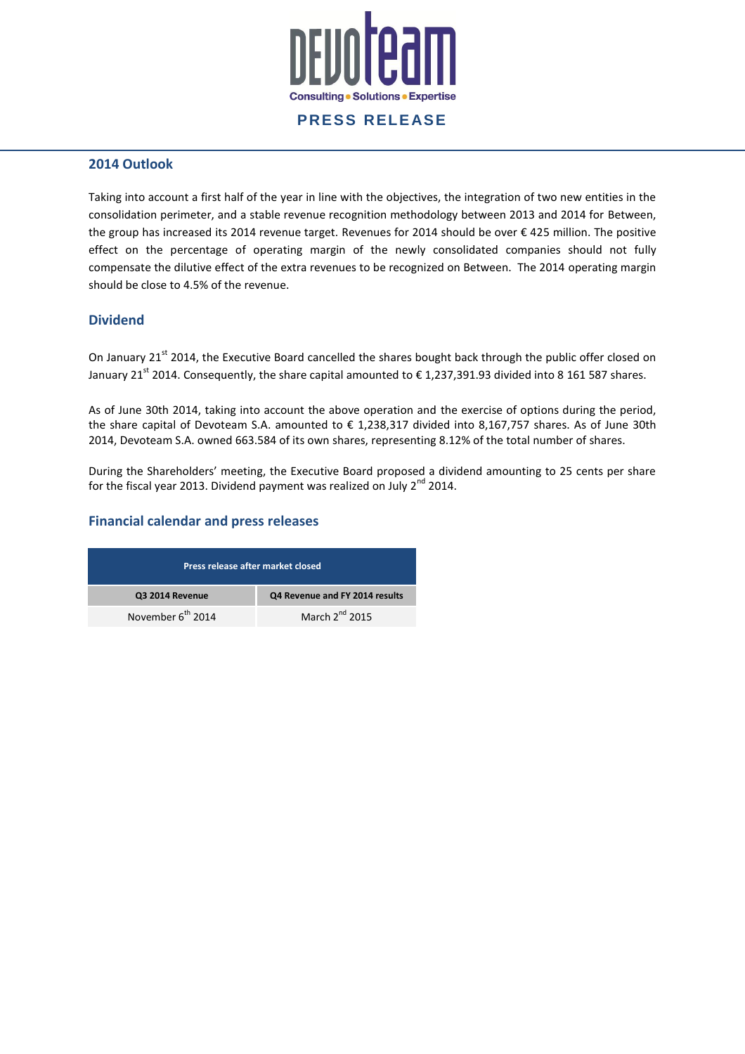## 2014 Outlook

Taking into account a first half of the year in line with the objectives, the integration of two new entities in the consolidation perimeter, and a stable revenue recognition methodology between 2013 and 2014 for Between, the group has increased its 2014 revenue target. Revenues for 2014 should be over € 425 million. The positive effect on the percentage of operating margin of the newly consolidated companies should not fully compensate the dilutive effect of the extra revenues to be recognized on Between. The 2014 operating margin should be close to 4.5% of the revenue.

## Dividend

On January 21st 2014, the Executive Board cancelled the shares bought back through the public offer closed on January 21st 2014. Consequently, the share capital amounted to € 1,237,391.93 divided into 8 161 587 shares.

As of June 30th 2014, taking into account the above operation and the exercise of options during the period, the share capital of Devoteam S.A. amounted to € 1,238,317 divided into 8,167,757 shares. As of June 30th 2014, Devoteam S.A. owned 663.584 of its own shares, representing 8.12% of the total number of shares.

During the Shareholders' meeting, the Executive Board proposed a dividend amounting to 25 cents per share for the fiscal year 2013. Dividend payment was realized on July 2nd 2014.

## Financial calendar and press releases

| Press release after market closed | |
|---|---|
| **Q3 2014 Revenue** | **Q4 Revenue and FY 2014 results** |
| November 6th 2014 | March 2nd 2015 |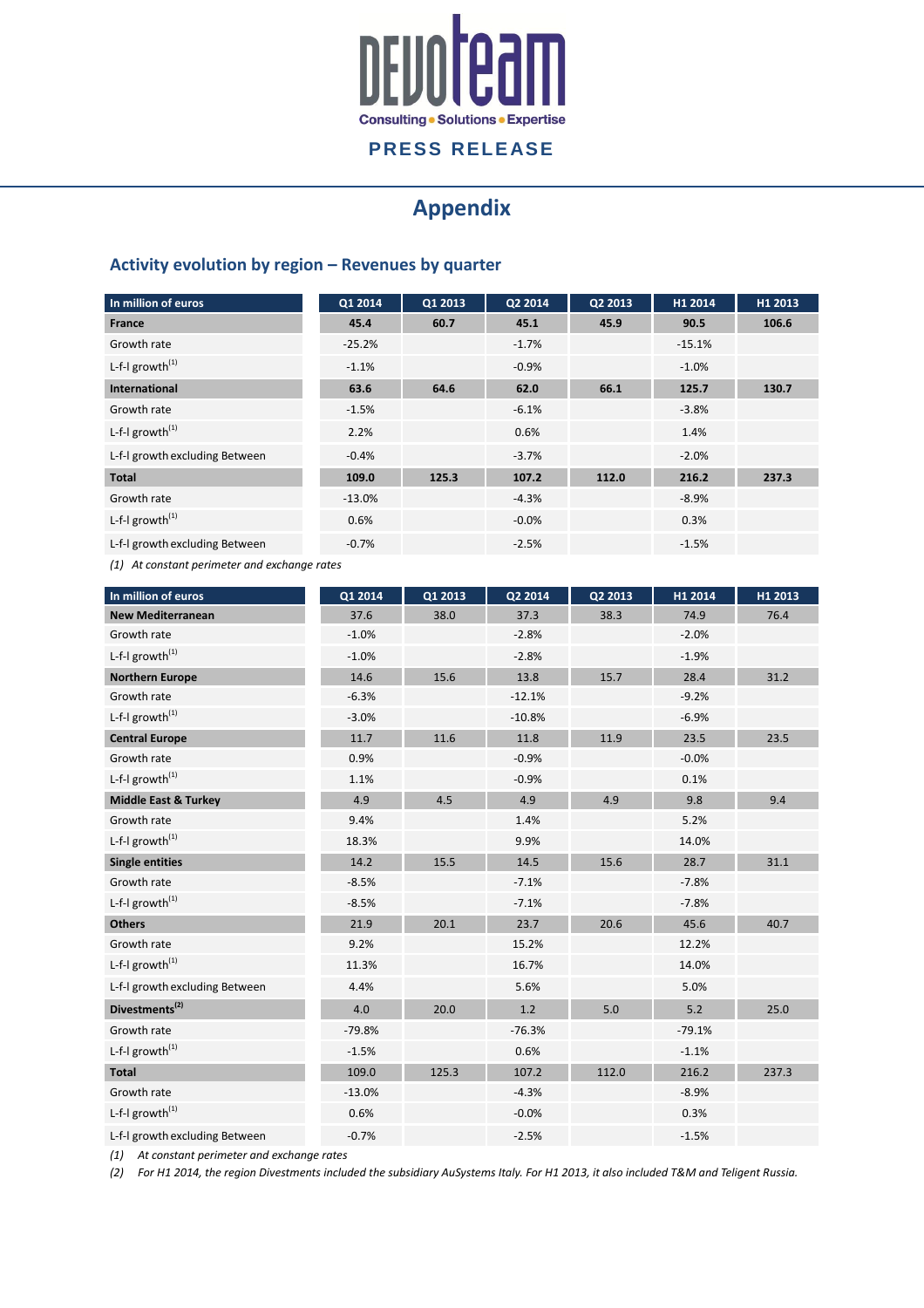DEVOTEAM

Consulting • Solutions • Expertise

PRESS RELEASE

# Appendix

## Activity evolution by region – Revenues by quarter

| In million of euros | Q1 2014 | Q1 2013 | Q2 2014 | Q2 2013 | H1 2014 | H1 2013 |
|---|---|---|---|---|---|---|
| **France** | **45.4** | **60.7** | **45.1** | **45.9** | **90.5** | **106.6** |
| Growth rate | -25.2% | | -1.7% | | -15.1% | |
| L-f-l growth[(1)] | -1.1% | | -0.9% | | -1.0% | |
| **International** | **63.6** | **64.6** | **62.0** | **66.1** | **125.7** | **130.7** |
| Growth rate | -1.5% | | -6.1% | | -3.8% | |
| L-f-l growth[(1)] | 2.2% | | 0.6% | | 1.4% | |
| L-f-l growth excluding Between | -0.4% | | -3.7% | | -2.0% | |
| **Total** | **109.0** | **125.3** | **107.2** | **112.0** | **216.2** | **237.3** |
| Growth rate | -13.0% | | -4.3% | | -8.9% | |
| L-f-l growth[(1)] | 0.6% | | -0.0% | | 0.3% | |
| L-f-l growth excluding Between | -0.7% | | -2.5% | | -1.5% | |

*(1) At constant perimeter and exchange rates*

| In million of euros | Q1 2014 | Q1 2013 | Q2 2014 | Q2 2013 | H1 2014 | H1 2013 |
|---|---|---|---|---|---|---|
| **New Mediterranean** | 37.6 | 38.0 | 37.3 | 38.3 | 74.9 | 76.4 |
| Growth rate | -1.0% | | -2.8% | | -2.0% | |
| L-f-l growth[(1)] | -1.0% | | -2.8% | | -1.9% | |
| **Northern Europe** | 14.6 | 15.6 | 13.8 | 15.7 | 28.4 | 31.2 |
| Growth rate | -6.3% | | -12.1% | | -9.2% | |
| L-f-l growth[(1)] | -3.0% | | -10.8% | | -6.9% | |
| **Central Europe** | 11.7 | 11.6 | 11.8 | 11.9 | 23.5 | 23.5 |
| Growth rate | 0.9% | | -0.9% | | -0.0% | |
| L-f-l growth[(1)] | 1.1% | | -0.9% | | 0.1% | |
| **Middle East & Turkey** | 4.9 | 4.5 | 4.9 | 4.9 | 9.8 | 9.4 |
| Growth rate | 9.4% | | 1.4% | | 5.2% | |
| L-f-l growth[(1)] | 18.3% | | 9.9% | | 14.0% | |
| **Single entities** | 14.2 | 15.5 | 14.5 | 15.6 | 28.7 | 31.1 |
| Growth rate | -8.5% | | -7.1% | | -7.8% | |
| L-f-l growth[(1)] | -8.5% | | -7.1% | | -7.8% | |
| **Others** | 21.9 | 20.1 | 23.7 | 20.6 | 45.6 | 40.7 |
| Growth rate | 9.2% | | 15.2% | | 12.2% | |
| L-f-l growth[(1)] | 11.3% | | 16.7% | | 14.0% | |
| L-f-l growth excluding Between | 4.4% | | 5.6% | | 5.0% | |
| **Divestments[(2)]** | 4.0 | 20.0 | 1.2 | 5.0 | 5.2 | 25.0 |
| Growth rate | -79.8% | | -76.3% | | -79.1% | |
| L-f-l growth[(1)] | -1.5% | | 0.6% | | -1.1% | |
| **Total** | 109.0 | 125.3 | 107.2 | 112.0 | 216.2 | 237.3 |
| Growth rate | -13.0% | | -4.3% | | -8.9% | |
| L-f-l growth[(1)] | 0.6% | | -0.0% | | 0.3% | |
| L-f-l growth excluding Between | -0.7% | | -2.5% | | -1.5% | |

*(1) At constant perimeter and exchange rates*

*(2) For H1 2014, the region Divestments included the subsidiary AuSystems Italy. For H1 2013, it also included T&M and Teligent Russia.*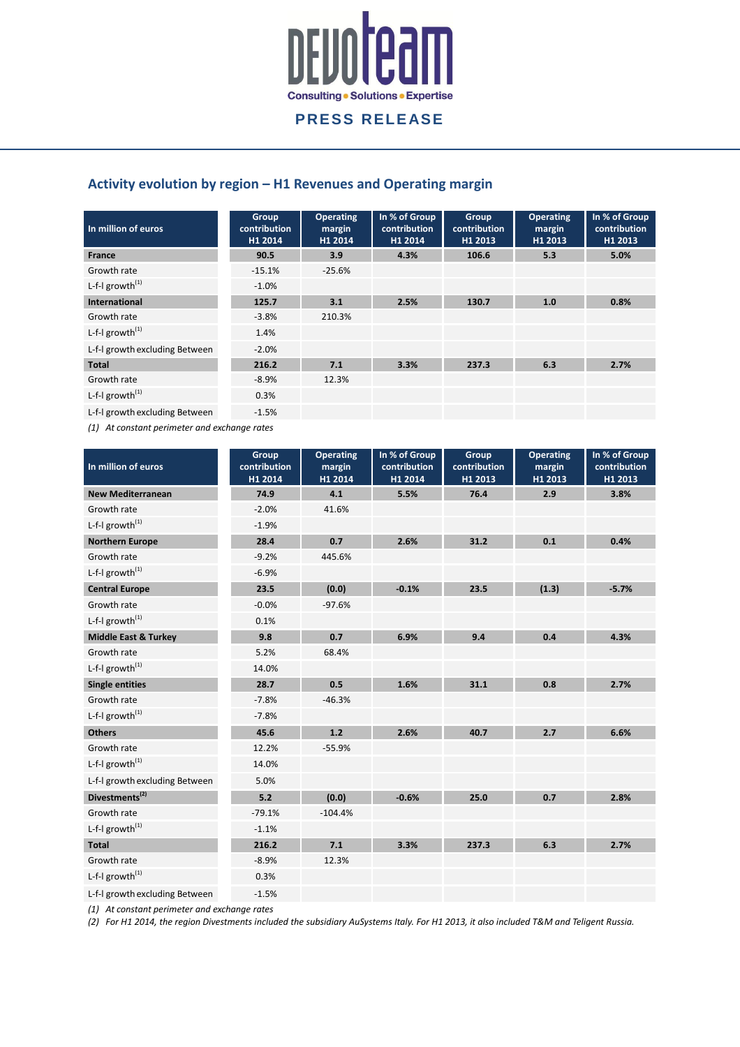## Activity evolution by region – H1 Revenues and Operating margin

| In million of euros | Group contribution H1 2014 | Operating margin H1 2014 | In % of Group contribution H1 2014 | Group contribution H1 2013 | Operating margin H1 2013 | In % of Group contribution H1 2013 |
|---|---|---|---|---|---|---|
| **France** | **90.5** | **3.9** | **4.3%** | **106.6** | **5.3** | **5.0%** |
| Growth rate | -15.1% | -25.6% | | | | |
| L-f-l growth(1) | -1.0% | | | | | |
| **International** | **125.7** | **3.1** | **2.5%** | **130.7** | **1.0** | **0.8%** |
| Growth rate | -3.8% | 210.3% | | | | |
| L-f-l growth(1) | 1.4% | | | | | |
| L-f-l growth excluding Between | -2.0% | | | | | |
| **Total** | **216.2** | **7.1** | **3.3%** | **237.3** | **6.3** | **2.7%** |
| Growth rate | -8.9% | 12.3% | | | | |
| L-f-l growth(1) | 0.3% | | | | | |
| L-f-l growth excluding Between | -1.5% | | | | | |

*(1) At constant perimeter and exchange rates*

| In million of euros | Group contribution H1 2014 | Operating margin H1 2014 | In % of Group contribution H1 2014 | Group contribution H1 2013 | Operating margin H1 2013 | In % of Group contribution H1 2013 |
|---|---|---|---|---|---|---|
| **New Mediterranean** | **74.9** | **4.1** | **5.5%** | **76.4** | **2.9** | **3.8%** |
| Growth rate | -2.0% | 41.6% | | | | |
| L-f-l growth(1) | -1.9% | | | | | |
| **Northern Europe** | **28.4** | **0.7** | **2.6%** | **31.2** | **0.1** | **0.4%** |
| Growth rate | -9.2% | 445.6% | | | | |
| L-f-l growth(1) | -6.9% | | | | | |
| **Central Europe** | **23.5** | **(0.0)** | **-0.1%** | **23.5** | **(1.3)** | **-5.7%** |
| Growth rate | -0.0% | -97.6% | | | | |
| L-f-l growth(1) | 0.1% | | | | | |
| **Middle East & Turkey** | **9.8** | **0.7** | **6.9%** | **9.4** | **0.4** | **4.3%** |
| Growth rate | 5.2% | 68.4% | | | | |
| L-f-l growth(1) | 14.0% | | | | | |
| **Single entities** | **28.7** | **0.5** | **1.6%** | **31.1** | **0.8** | **2.7%** |
| Growth rate | -7.8% | -46.3% | | | | |
| L-f-l growth(1) | -7.8% | | | | | |
| **Others** | **45.6** | **1.2** | **2.6%** | **40.7** | **2.7** | **6.6%** |
| Growth rate | 12.2% | -55.9% | | | | |
| L-f-l growth(1) | 14.0% | | | | | |
| L-f-l growth excluding Between | 5.0% | | | | | |
| **Divestments(2)** | **5.2** | **(0.0)** | **-0.6%** | **25.0** | **0.7** | **2.8%** |
| Growth rate | -79.1% | -104.4% | | | | |
| L-f-l growth(1) | -1.1% | | | | | |
| **Total** | **216.2** | **7.1** | **3.3%** | **237.3** | **6.3** | **2.7%** |
| Growth rate | -8.9% | 12.3% | | | | |
| L-f-l growth(1) | 0.3% | | | | | |
| L-f-l growth excluding Between | -1.5% | | | | | |

*(1) At constant perimeter and exchange rates*

*(2) For H1 2014, the region Divestments included the subsidiary AuSystems Italy. For H1 2013, it also included T&M and Teligent Russia.*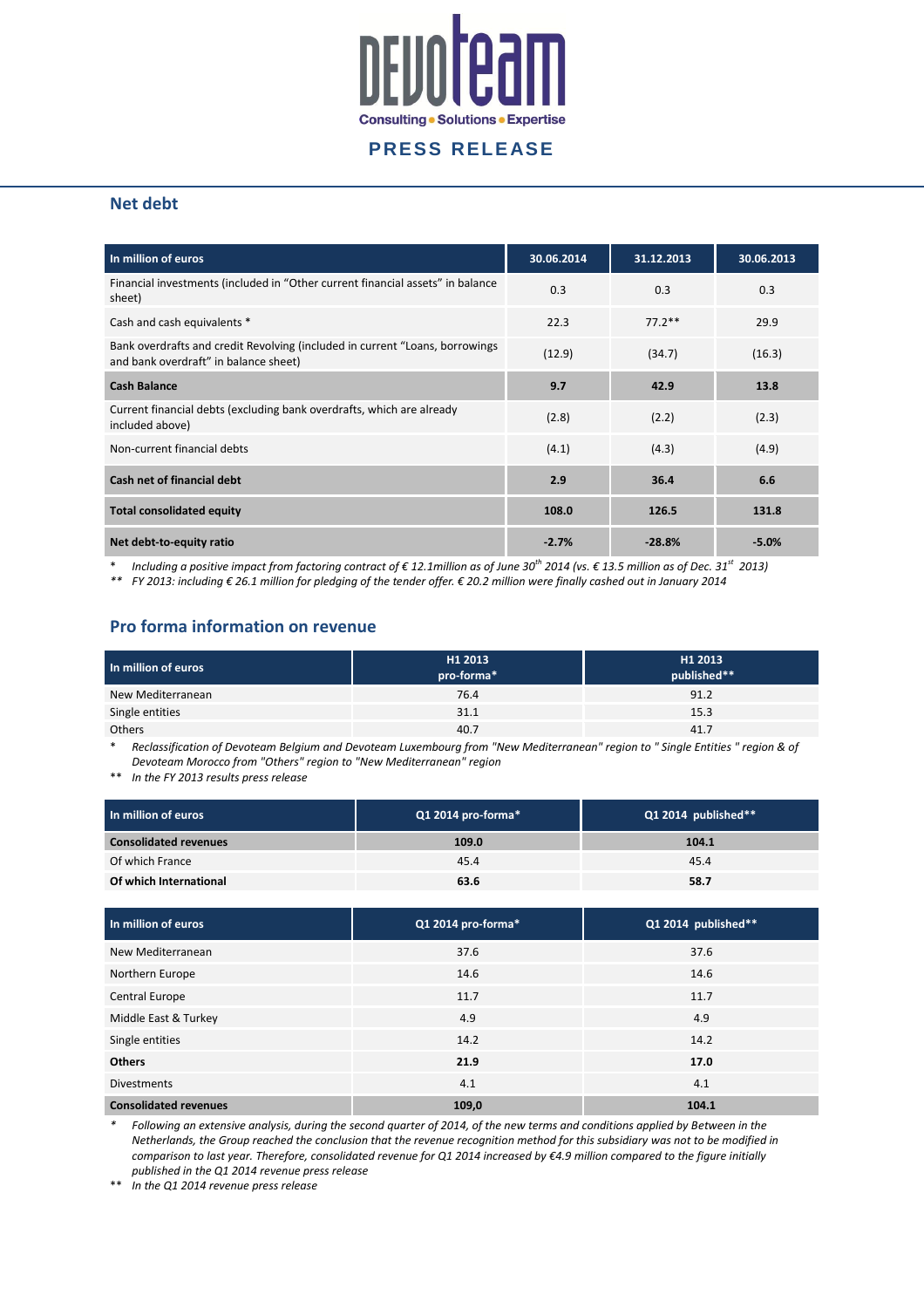## Net debt

| In million of euros | 30.06.2014 | 31.12.2013 | 30.06.2013 |
|---|---|---|---|
| Financial investments (included in "Other current financial assets" in balance sheet) | 0.3 | 0.3 | 0.3 |
| Cash and cash equivalents * | 22.3 | 77.2** | 29.9 |
| Bank overdrafts and credit Revolving (included in current "Loans, borrowings and bank overdraft" in balance sheet) | (12.9) | (34.7) | (16.3) |
| **Cash Balance** | **9.7** | **42.9** | **13.8** |
| Current financial debts (excluding bank overdrafts, which are already included above) | (2.8) | (2.2) | (2.3) |
| Non-current financial debts | (4.1) | (4.3) | (4.9) |
| **Cash net of financial debt** | **2.9** | **36.4** | **6.6** |
| **Total consolidated equity** | **108.0** | **126.5** | **131.8** |
| **Net debt-to-equity ratio** | **-2.7%** | **-28.8%** | **-5.0%** |

\* *Including a positive impact from factoring contract of € 12.1million as of June 30th 2014 (vs. € 13.5 million as of Dec. 31st 2013)*

\*\* *FY 2013: including € 26.1 million for pledging of the tender offer. € 20.2 million were finally cashed out in January 2014*

## Pro forma information on revenue

| In million of euros | H1 2013 pro-forma* | H1 2013 published** |
|---|---|---|
| New Mediterranean | 76.4 | 91.2 |
| Single entities | 31.1 | 15.3 |
| Others | 40.7 | 41.7 |

\* *Reclassification of Devoteam Belgium and Devoteam Luxembourg from "New Mediterranean" region to " Single Entities " region & of Devoteam Morocco from "Others" region to "New Mediterranean" region*

\*\* *In the FY 2013 results press release*

| In million of euros | Q1 2014 pro-forma* | Q1 2014 published** |
|---|---|---|
| **Consolidated revenues** | **109.0** | **104.1** |
| Of which France | 45.4 | 45.4 |
| **Of which International** | **63.6** | **58.7** |

| In million of euros | Q1 2014 pro-forma* | Q1 2014 published** |
|---|---|---|
| New Mediterranean | 37.6 | 37.6 |
| Northern Europe | 14.6 | 14.6 |
| Central Europe | 11.7 | 11.7 |
| Middle East & Turkey | 4.9 | 4.9 |
| Single entities | 14.2 | 14.2 |
| **Others** | **21.9** | **17.0** |
| Divestments | 4.1 | 4.1 |
| **Consolidated revenues** | **109,0** | **104.1** |

\* *Following an extensive analysis, during the second quarter of 2014, of the new terms and conditions applied by Between in the Netherlands, the Group reached the conclusion that the revenue recognition method for this subsidiary was not to be modified in comparison to last year. Therefore, consolidated revenue for Q1 2014 increased by €4.9 million compared to the figure initially published in the Q1 2014 revenue press release*

\*\* *In the Q1 2014 revenue press release*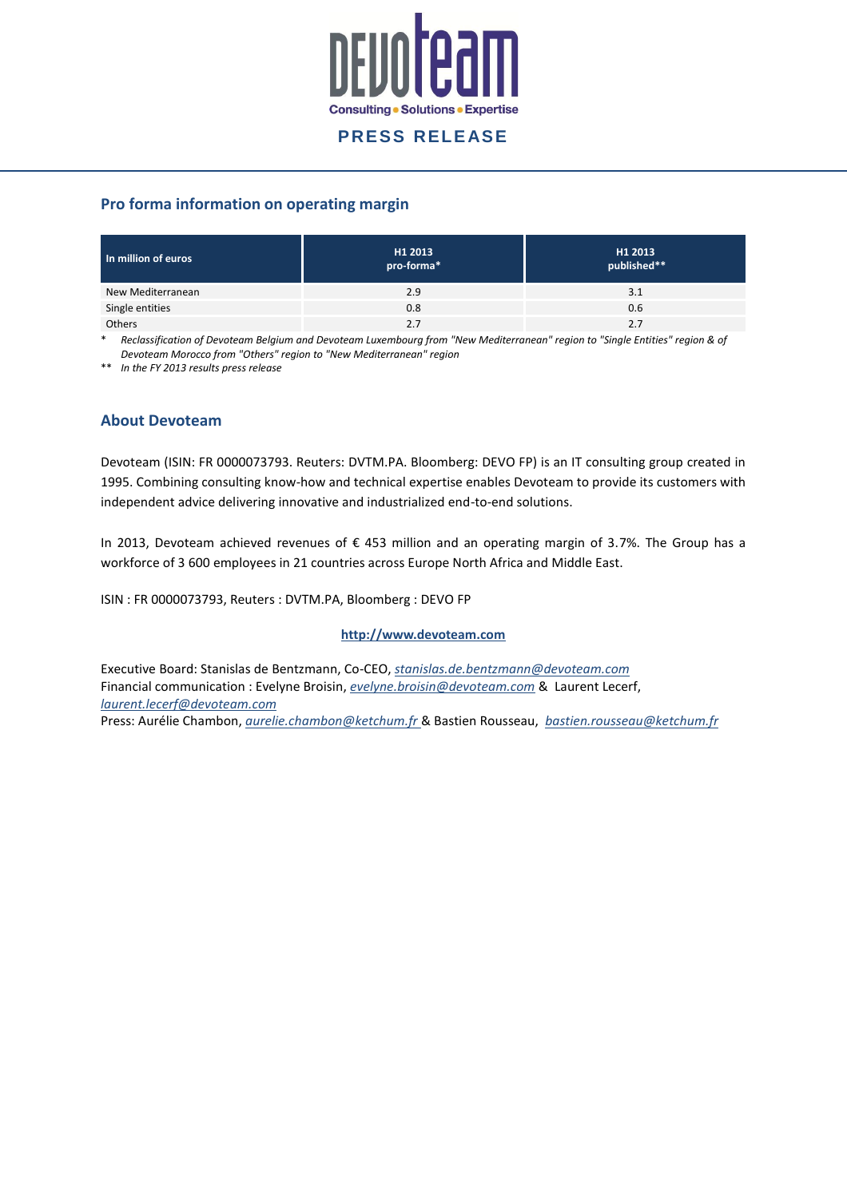## Pro forma information on operating margin

| In million of euros | H1 2013 pro-forma* | H1 2013 published** |
|---|---|---|
| New Mediterranean | 2.9 | 3.1 |
| Single entities | 0.8 | 0.6 |
| Others | 2.7 | 2.7 |

\* *Reclassification of Devoteam Belgium and Devoteam Luxembourg from "New Mediterranean" region to "Single Entities" region & of Devoteam Morocco from "Others" region to "New Mediterranean" region*

\*\* *In the FY 2013 results press release*

## About Devoteam

Devoteam (ISIN: FR 0000073793. Reuters: DVTM.PA. Bloomberg: DEVO FP) is an IT consulting group created in 1995. Combining consulting know-how and technical expertise enables Devoteam to provide its customers with independent advice delivering innovative and industrialized end-to-end solutions.

In 2013, Devoteam achieved revenues of € 453 million and an operating margin of 3.7%. The Group has a workforce of 3 600 employees in 21 countries across Europe North Africa and Middle East.

ISIN : FR 0000073793, Reuters : DVTM.PA, Bloomberg : DEVO FP

**http://www.devoteam.com**

Executive Board: Stanislas de Bentzmann, Co-CEO, *stanislas.de.bentzmann@devoteam.com*
Financial communication : Evelyne Broisin, *evelyne.broisin@devoteam.com* & Laurent Lecerf, *laurent.lecerf@devoteam.com*
Press: Aurélie Chambon, *aurelie.chambon@ketchum.fr* & Bastien Rousseau, *bastien.rousseau@ketchum.fr*